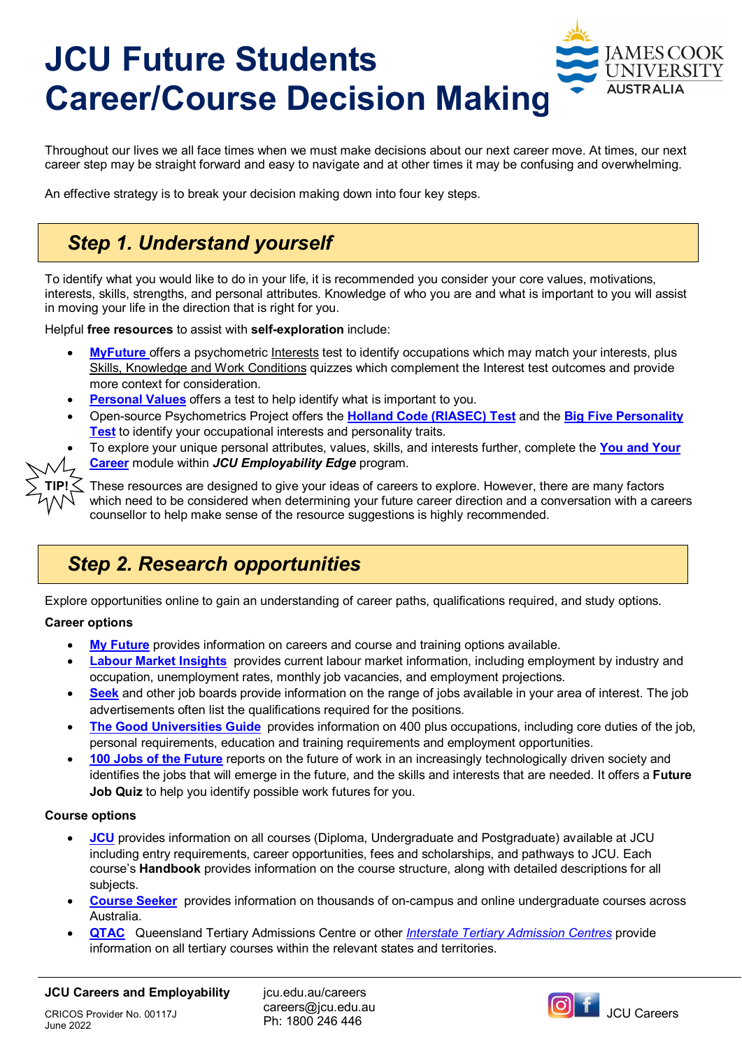# JCU Future Students Career/Course Decision Making

Throughout our lives we all face times when we must make decisions about our next career move. At times, our next career step may be straight forward and easy to navigate and at other times it may be confusing and overwhelming.

An effective strategy is to break your decision making down into four key steps.

## *Step 1. Understand yourself*

To identify what you would like to do in your life, it is recommended you consider your core values, motivations, interests, skills, strengths, and personal attributes. Knowledge of who you are and what is important to you will assist in moving your life in the direction that is right for you.

Helpful **free resources** to assist with **self-exploration** include:

- **MyFuture** offers a psychometric Interests test to identify occupations which may match your interests, plus Skills, Knowledge and Work Conditions quizzes which complement the Interest test outcomes and provide more context for consideration.
- **Personal Values** offers a test to help identify what is important to you.
- Open-source Psychometrics Project offers the **Holland Code (RIASEC) Test** and the **Big Five Personality Test** to identify your occupational interests and personality traits.
- To explore your unique personal attributes, values, skills, and interests further, complete the **You and Your Career** module within ***JCU Employability Edge*** program.

**TIP!** These resources are designed to give your ideas of careers to explore. However, there are many factors which need to be considered when determining your future career direction and a conversation with a careers counsellor to help make sense of the resource suggestions is highly recommended.

## *Step 2. Research opportunities*

Explore opportunities online to gain an understanding of career paths, qualifications required, and study options.

**Career options**

- **My Future** provides information on careers and course and training options available.
- **Labour Market Insights** provides current labour market information, including employment by industry and occupation, unemployment rates, monthly job vacancies, and employment projections.
- **Seek** and other job boards provide information on the range of jobs available in your area of interest. The job advertisements often list the qualifications required for the positions.
- **The Good Universities Guide** provides information on 400 plus occupations, including core duties of the job, personal requirements, education and training requirements and employment opportunities.
- **100 Jobs of the Future** reports on the future of work in an increasingly technologically driven society and identifies the jobs that will emerge in the future, and the skills and interests that are needed. It offers a **Future Job Quiz** to help you identify possible work futures for you.

**Course options**

- **JCU** provides information on all courses (Diploma, Undergraduate and Postgraduate) available at JCU including entry requirements, career opportunities, fees and scholarships, and pathways to JCU. Each course's **Handbook** provides information on the course structure, along with detailed descriptions for all subjects.
- **Course Seeker** provides information on thousands of on-campus and online undergraduate courses across Australia.
- **QTAC** Queensland Tertiary Admissions Centre or other *Interstate Tertiary Admission Centres* provide information on all tertiary courses within the relevant states and territories.

**JCU Careers and Employability**
CRICOS Provider No. 00117J
June 2022

jcu.edu.au/careers
careers@jcu.edu.au
Ph: 1800 246 446

JCU Careers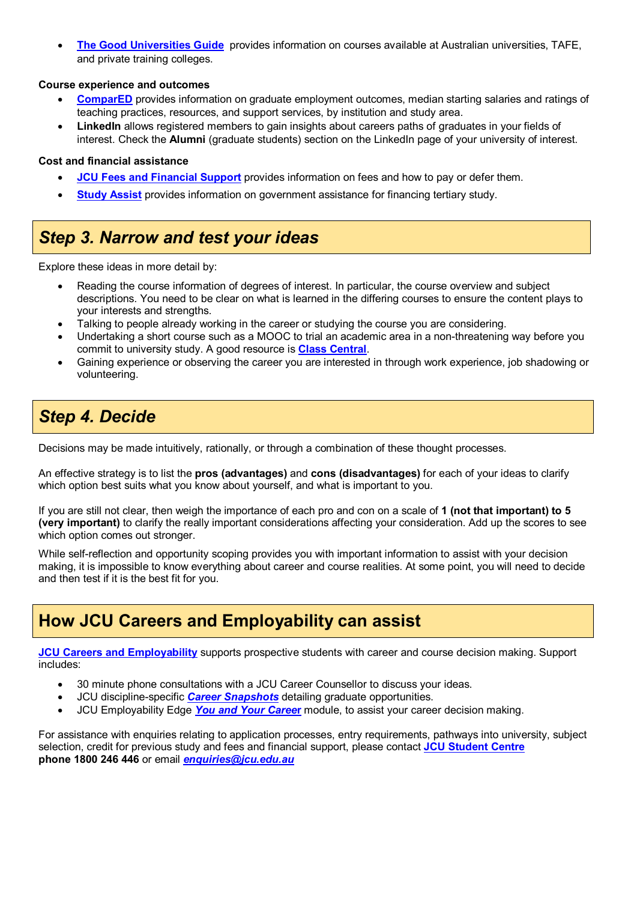- **The Good Universities Guide** provides information on courses available at Australian universities, TAFE, and private training colleges.

**Course experience and outcomes**

- **ComparED** provides information on graduate employment outcomes, median starting salaries and ratings of teaching practices, resources, and support services, by institution and study area.
- **LinkedIn** allows registered members to gain insights about careers paths of graduates in your fields of interest. Check the **Alumni** (graduate students) section on the LinkedIn page of your university of interest.

**Cost and financial assistance**

- **JCU Fees and Financial Support** provides information on fees and how to pay or defer them.
- **Study Assist** provides information on government assistance for financing tertiary study.

## *Step 3. Narrow and test your ideas*

Explore these ideas in more detail by:

- Reading the course information of degrees of interest. In particular, the course overview and subject descriptions. You need to be clear on what is learned in the differing courses to ensure the content plays to your interests and strengths.
- Talking to people already working in the career or studying the course you are considering.
- Undertaking a short course such as a MOOC to trial an academic area in a non-threatening way before you commit to university study. A good resource is **Class Central**.
- Gaining experience or observing the career you are interested in through work experience, job shadowing or volunteering.

## *Step 4. Decide*

Decisions may be made intuitively, rationally, or through a combination of these thought processes.

An effective strategy is to list the **pros (advantages)** and **cons (disadvantages)** for each of your ideas to clarify which option best suits what you know about yourself, and what is important to you.

If you are still not clear, then weigh the importance of each pro and con on a scale of **1 (not that important) to 5 (very important)** to clarify the really important considerations affecting your consideration. Add up the scores to see which option comes out stronger.

While self-reflection and opportunity scoping provides you with important information to assist with your decision making, it is impossible to know everything about career and course realities. At some point, you will need to decide and then test if it is the best fit for you.

## How JCU Careers and Employability can assist

**JCU Careers and Employability** supports prospective students with career and course decision making. Support includes:

- 30 minute phone consultations with a JCU Career Counsellor to discuss your ideas.
- JCU discipline-specific ***Career Snapshots*** detailing graduate opportunities.
- JCU Employability Edge ***You and Your Career*** module, to assist your career decision making.

For assistance with enquiries relating to application processes, entry requirements, pathways into university, subject selection, credit for previous study and fees and financial support, please contact **JCU Student Centre**
**phone 1800 246 446** or email ***enquiries@jcu.edu.au***